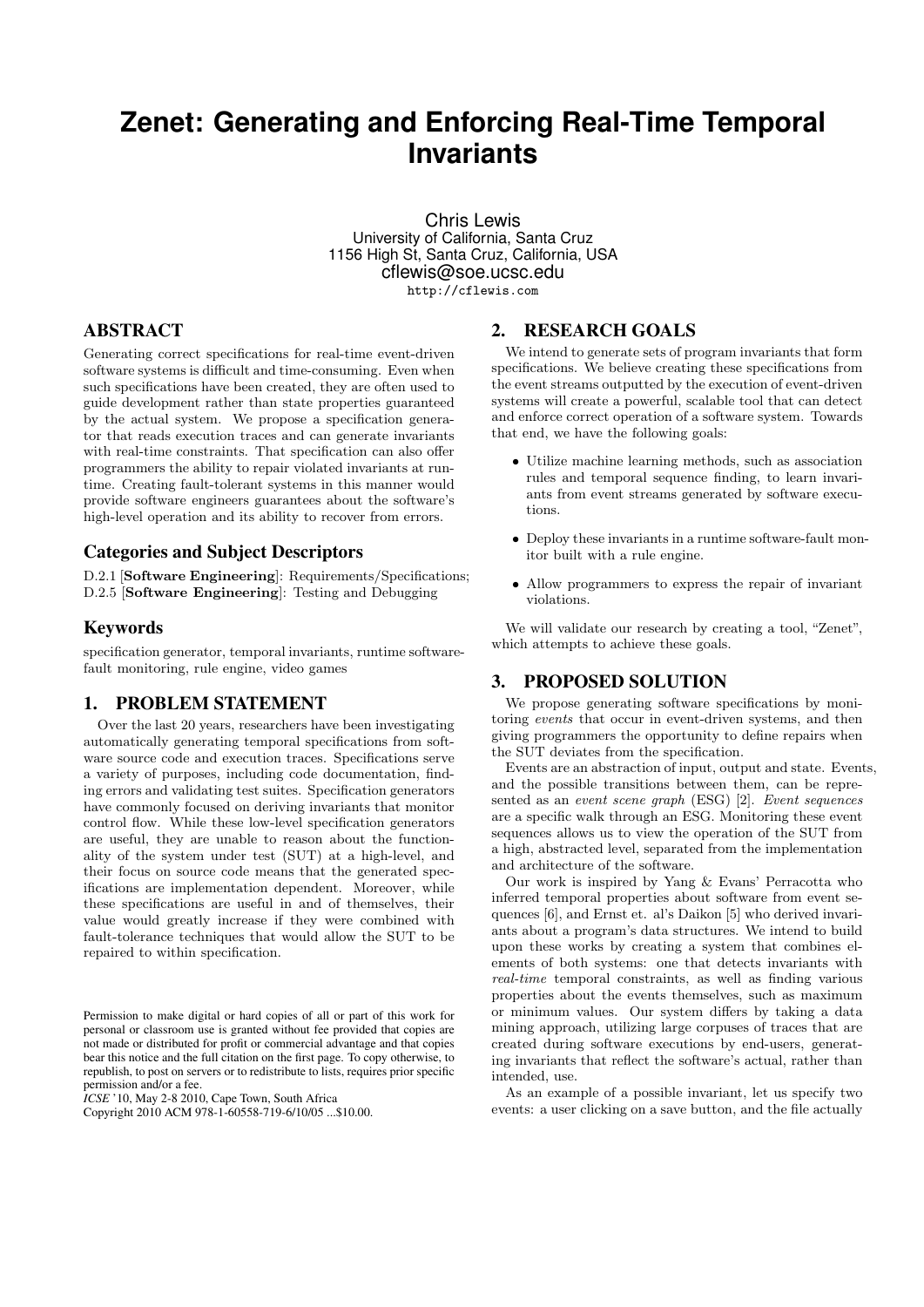# Zenet: Generating and Enforcing Real-Time Temporal Invariants

Chris Lewis
University of California, Santa Cruz
1156 High St, Santa Cruz, California, USA
cflewis@soe.ucsc.edu
http://cflewis.com

## ABSTRACT

Generating correct specifications for real-time event-driven software systems is difficult and time-consuming. Even when such specifications have been created, they are often used to guide development rather than state properties guaranteed by the actual system. We propose a specification generator that reads execution traces and can generate invariants with real-time constraints. That specification can also offer programmers the ability to repair violated invariants at runtime. Creating fault-tolerant systems in this manner would provide software engineers guarantees about the software's high-level operation and its ability to recover from errors.

### Categories and Subject Descriptors

D.2.1 [**Software Engineering**]: Requirements/Specifications; D.2.5 [**Software Engineering**]: Testing and Debugging

### Keywords

specification generator, temporal invariants, runtime software-fault monitoring, rule engine, video games

## 1. PROBLEM STATEMENT

Over the last 20 years, researchers have been investigating automatically generating temporal specifications from software source code and execution traces. Specifications serve a variety of purposes, including code documentation, finding errors and validating test suites. Specification generators have commonly focused on deriving invariants that monitor control flow. While these low-level specification generators are useful, they are unable to reason about the functionality of the system under test (SUT) at a high-level, and their focus on source code means that the generated specifications are implementation dependent. Moreover, while these specifications are useful in and of themselves, their value would greatly increase if they were combined with fault-tolerance techniques that would allow the SUT to be repaired to within specification.

Permission to make digital or hard copies of all or part of this work for personal or classroom use is granted without fee provided that copies are not made or distributed for profit or commercial advantage and that copies bear this notice and the full citation on the first page. To copy otherwise, to republish, to post on servers or to redistribute to lists, requires prior specific permission and/or a fee.
*ICSE* '10, May 2-8 2010, Cape Town, South Africa
Copyright 2010 ACM 978-1-60558-719-6/10/05 ...$10.00.

## 2. RESEARCH GOALS

We intend to generate sets of program invariants that form specifications. We believe creating these specifications from the event streams outputted by the execution of event-driven systems will create a powerful, scalable tool that can detect and enforce correct operation of a software system. Towards that end, we have the following goals:

- Utilize machine learning methods, such as association rules and temporal sequence finding, to learn invariants from event streams generated by software executions.
- Deploy these invariants in a runtime software-fault monitor built with a rule engine.
- Allow programmers to express the repair of invariant violations.

We will validate our research by creating a tool, "Zenet", which attempts to achieve these goals.

## 3. PROPOSED SOLUTION

We propose generating software specifications by monitoring *events* that occur in event-driven systems, and then giving programmers the opportunity to define repairs when the SUT deviates from the specification.

Events are an abstraction of input, output and state. Events, and the possible transitions between them, can be represented as an *event scene graph* (ESG) [2]. *Event sequences* are a specific walk through an ESG. Monitoring these event sequences allows us to view the operation of the SUT from a high, abstracted level, separated from the implementation and architecture of the software.

Our work is inspired by Yang & Evans' Perracotta who inferred temporal properties about software from event sequences [6], and Ernst et. al's Daikon [5] who derived invariants about a program's data structures. We intend to build upon these works by creating a system that combines elements of both systems: one that detects invariants with *real-time* temporal constraints, as well as finding various properties about the events themselves, such as maximum or minimum values. Our system differs by taking a data mining approach, utilizing large corpuses of traces that are created during software executions by end-users, generating invariants that reflect the software's actual, rather than intended, use.

As an example of a possible invariant, let us specify two events: a user clicking on a save button, and the file actually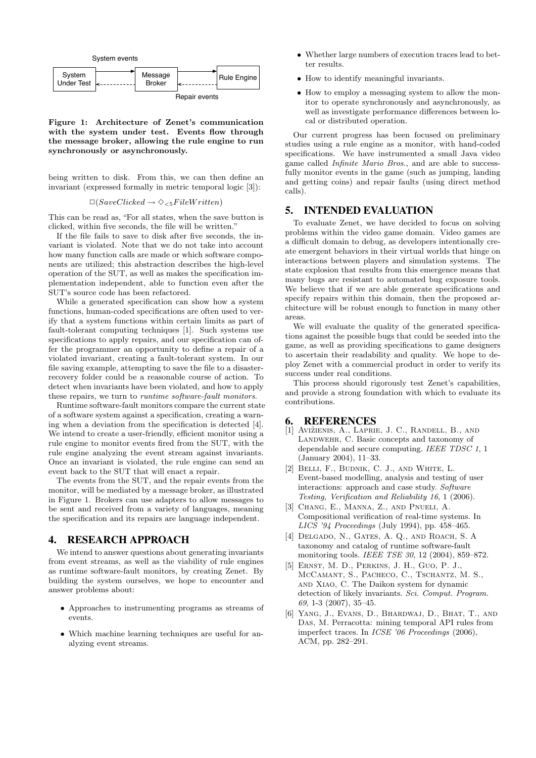System events

System Under Test

Message Broker

Rule Engine

Repair events

**Figure 1: Architecture of Zenet's communication with the system under test. Events flow through the message broker, allowing the rule engine to run synchronously or asynchronously.**

being written to disk. From this, we can then define an invariant (expressed formally in metric temporal logic [3]):

$$\Box(SaveClicked \rightarrow \Diamond_{<5} FileWritten)$$

This can be read as, "For all states, when the save button is clicked, within five seconds, the file will be written."

If the file fails to save to disk after five seconds, the invariant is violated. Note that we do not take into account how many function calls are made or which software components are utilized; this abstraction describes the high-level operation of the SUT, as well as makes the specification implementation independent, able to function even after the SUT's source code has been refactored.

While a generated specification can show how a system functions, human-coded specifications are often used to verify that a system functions within certain limits as part of fault-tolerant computing techniques [1]. Such systems use specifications to apply repairs, and our specification can offer the programmer an opportunity to define a repair of a violated invariant, creating a fault-tolerant system. In our file saving example, attempting to save the file to a disaster-recovery folder could be a reasonable course of action. To detect when invariants have been violated, and how to apply these repairs, we turn to *runtime software-fault monitors*.

Runtime software-fault monitors compare the current state of a software system against a specification, creating a warning when a deviation from the specification is detected [4]. We intend to create a user-friendly, efficient monitor using a rule engine to monitor events fired from the SUT, with the rule engine analyzing the event stream against invariants. Once an invariant is violated, the rule engine can send an event back to the SUT that will enact a repair.

The events from the SUT, and the repair events from the monitor, will be mediated by a message broker, as illustrated in Figure 1. Brokers can use adapters to allow messages to be sent and received from a variety of languages, meaning the specification and its repairs are language independent.

## 4. RESEARCH APPROACH

We intend to answer questions about generating invariants from event streams, as well as the viability of rule engines as runtime software-fault monitors, by creating Zenet. By building the system ourselves, we hope to encounter and answer problems about:

- Approaches to instrumenting programs as streams of events.
- Which machine learning techniques are useful for analyzing event streams.
- Whether large numbers of execution traces lead to better results.
- How to identify meaningful invariants.
- How to employ a messaging system to allow the monitor to operate synchronously and asynchronously, as well as investigate performance differences between local or distributed operation.

Our current progress has been focused on preliminary studies using a rule engine as a monitor, with hand-coded specifications. We have instrumented a small Java video game called *Infinite Mario Bros.*, and are able to successfully monitor events in the game (such as jumping, landing and getting coins) and repair faults (using direct method calls).

## 5. INTENDED EVALUATION

To evaluate Zenet, we have decided to focus on solving problems within the video game domain. Video games are a difficult domain to debug, as developers intentionally create emergent behaviors in their virtual worlds that hinge on interactions between players and simulation systems. The state explosion that results from this emergence means that many bugs are resistant to automated bug exposure tools. We believe that if we are able generate specifications and specify repairs within this domain, then the proposed architecture will be robust enough to function in many other areas.

We will evaluate the quality of the generated specifications against the possible bugs that could be seeded into the game, as well as providing specifications to game designers to ascertain their readability and quality. We hope to deploy Zenet with a commercial product in order to verify its success under real conditions.

This process should rigorously test Zenet's capabilities, and provide a strong foundation with which to evaluate its contributions.

## 6. REFERENCES

[1] Avižienis, A., Laprie, J. C., Randell, B., and Landwehr, C. Basic concepts and taxonomy of dependable and secure computing. *IEEE TDSC 1*, 1 (January 2004), 11–33.

[2] Belli, F., Budnik, C. J., and White, L. Event-based modelling, analysis and testing of user interactions: approach and case study. *Software Testing, Verification and Reliability 16*, 1 (2006).

[3] Chang, E., Manna, Z., and Pnueli, A. Compositional verification of real-time systems. In *LICS '94 Proceedings* (July 1994), pp. 458–465.

[4] Delgado, N., Gates, A. Q., and Roach, S. A taxonomy and catalog of runtime software-fault monitoring tools. *IEEE TSE 30*, 12 (2004), 859–872.

[5] Ernst, M. D., Perkins, J. H., Guo, P. J., McCamant, S., Pacheco, C., Tschantz, M. S., and Xiao, C. The Daikon system for dynamic detection of likely invariants. *Sci. Comput. Program. 69*, 1-3 (2007), 35–45.

[6] Yang, J., Evans, D., Bhardwaj, D., Bhat, T., and Das, M. Perracotta: mining temporal API rules from imperfect traces. In *ICSE '06 Proceedings* (2006), ACM, pp. 282–291.